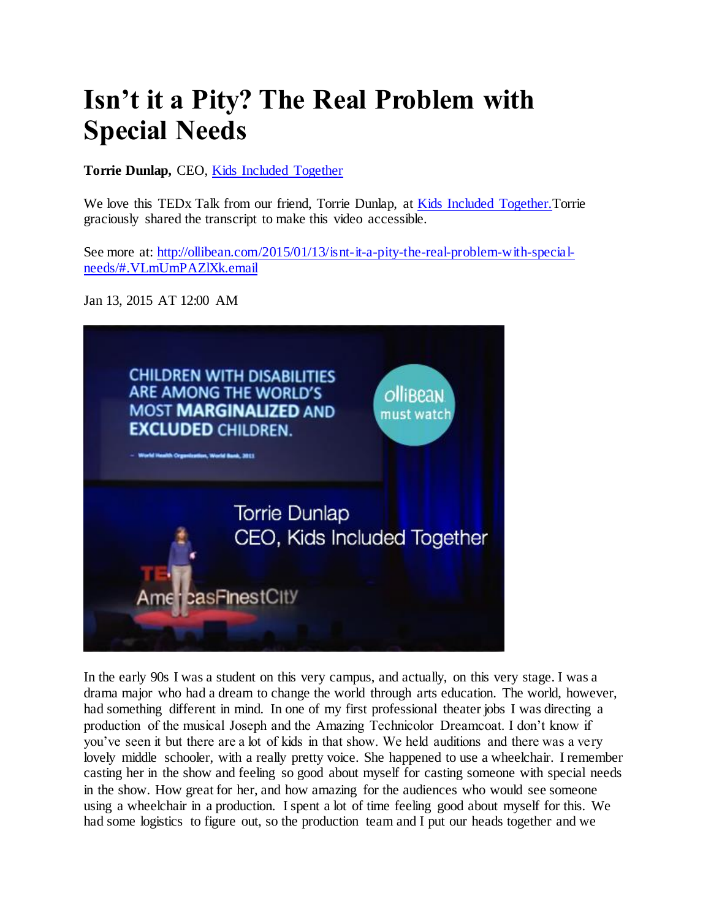# Isn't it a Pity? The Real Problem with Special Needs

**Torrie Dunlap,** CEO, [Kids Included Together](Kids Included Together)

We love this TEDx Talk from our friend, Torrie Dunlap, at [Kids Included Together.](Kids Included Together) Torrie graciously shared the transcript to make this video accessible.

See more at: [http://ollibean.com/2015/01/13/isnt-it-a-pity-the-real-problem-with-special-needs/#.VLmUmPAZlXk.email](http://ollibean.com/2015/01/13/isnt-it-a-pity-the-real-problem-with-special-needs/#.VLmUmPAZlXk.email)

Jan 13, 2015 AT 12:00 AM

In the early 90s I was a student on this very campus, and actually, on this very stage. I was a drama major who had a dream to change the world through arts education. The world, however, had something different in mind. In one of my first professional theater jobs I was directing a production of the musical Joseph and the Amazing Technicolor Dreamcoat. I don't know if you've seen it but there are a lot of kids in that show. We held auditions and there was a very lovely middle schooler, with a really pretty voice. She happened to use a wheelchair. I remember casting her in the show and feeling so good about myself for casting someone with special needs in the show. How great for her, and how amazing for the audiences who would see someone using a wheelchair in a production. I spent a lot of time feeling good about myself for this. We had some logistics to figure out, so the production team and I put our heads together and we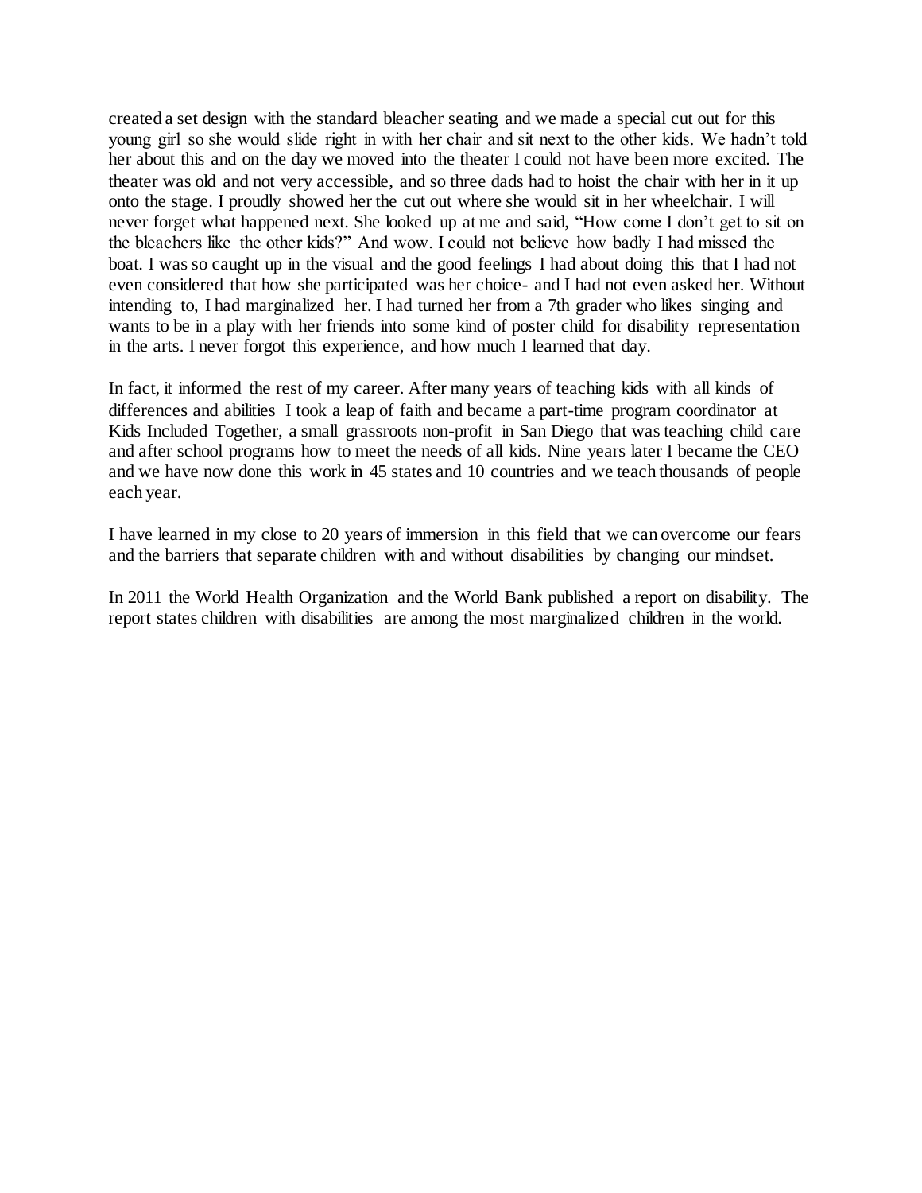created a set design with the standard bleacher seating and we made a special cut out for this young girl so she would slide right in with her chair and sit next to the other kids. We hadn't told her about this and on the day we moved into the theater I could not have been more excited. The theater was old and not very accessible, and so three dads had to hoist the chair with her in it up onto the stage. I proudly showed her the cut out where she would sit in her wheelchair. I will never forget what happened next. She looked up at me and said, "How come I don't get to sit on the bleachers like the other kids?" And wow. I could not believe how badly I had missed the boat. I was so caught up in the visual and the good feelings I had about doing this that I had not even considered that how she participated was her choice- and I had not even asked her. Without intending to, I had marginalized her. I had turned her from a 7th grader who likes singing and wants to be in a play with her friends into some kind of poster child for disability representation in the arts. I never forgot this experience, and how much I learned that day.

In fact, it informed the rest of my career. After many years of teaching kids with all kinds of differences and abilities I took a leap of faith and became a part-time program coordinator at Kids Included Together, a small grassroots non-profit in San Diego that was teaching child care and after school programs how to meet the needs of all kids. Nine years later I became the CEO and we have now done this work in 45 states and 10 countries and we teach thousands of people each year.

I have learned in my close to 20 years of immersion in this field that we can overcome our fears and the barriers that separate children with and without disabilities by changing our mindset.

In 2011 the World Health Organization and the World Bank published a report on disability. The report states children with disabilities are among the most marginalized children in the world.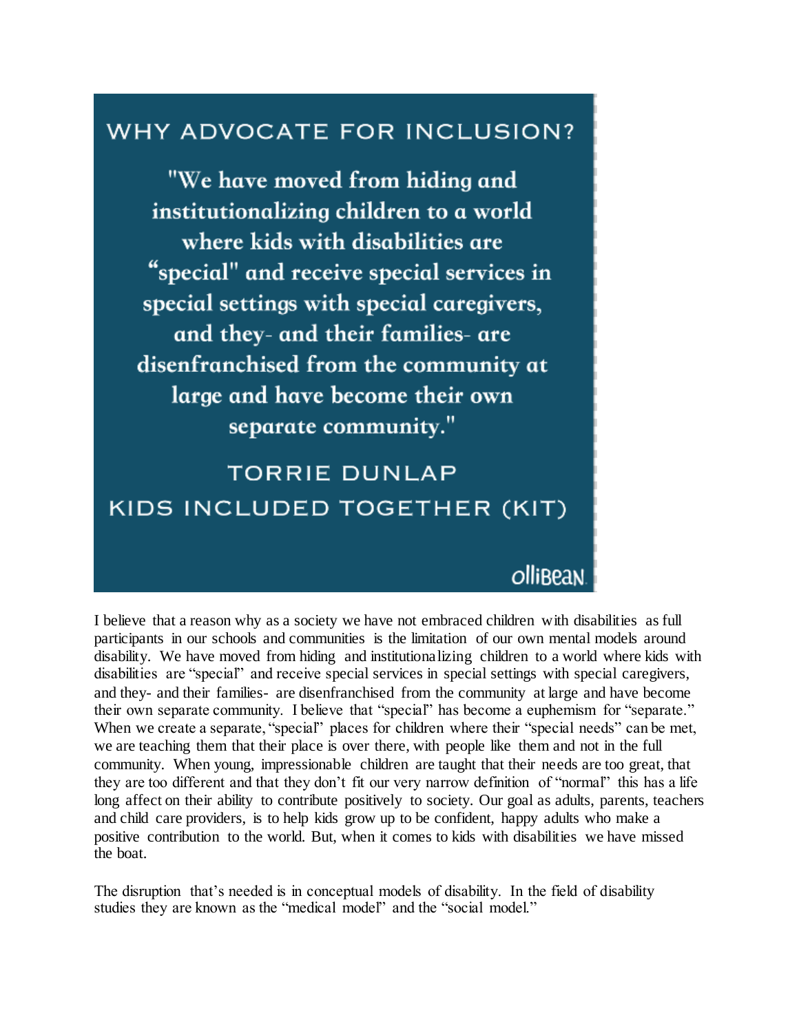## WHY ADVOCATE FOR INCLUSION?

**"We have moved from hiding and institutionalizing children to a world where kids with disabilities are "special" and receive special services in special settings with special caregivers, and they- and their families- are disenfranchised from the community at large and have become their own separate community."**

TORRIE DUNLAP
KIDS INCLUDED TOGETHER (KIT)

olliBean

I believe that a reason why as a society we have not embraced children with disabilities as full participants in our schools and communities is the limitation of our own mental models around disability. We have moved from hiding and institutionalizing children to a world where kids with disabilities are "special" and receive special services in special settings with special caregivers, and they- and their families- are disenfranchised from the community at large and have become their own separate community. I believe that "special" has become a euphemism for "separate." When we create a separate, "special" places for children where their "special needs" can be met, we are teaching them that their place is over there, with people like them and not in the full community. When young, impressionable children are taught that their needs are too great, that they are too different and that they don't fit our very narrow definition of "normal" this has a life long affect on their ability to contribute positively to society. Our goal as adults, parents, teachers and child care providers, is to help kids grow up to be confident, happy adults who make a positive contribution to the world. But, when it comes to kids with disabilities we have missed the boat.

The disruption that's needed is in conceptual models of disability. In the field of disability studies they are known as the "medical model" and the "social model."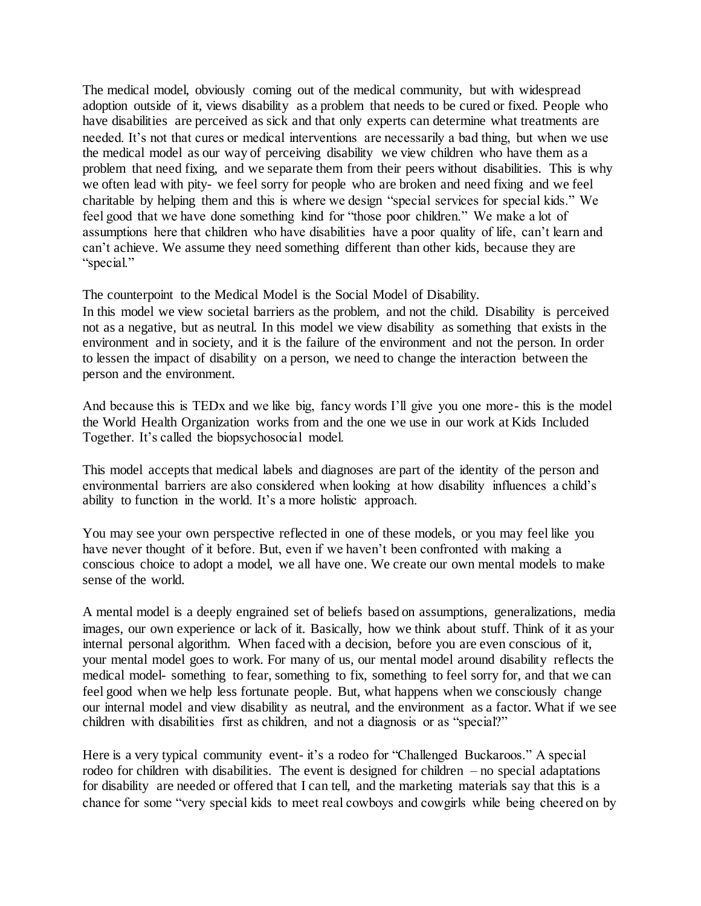The medical model, obviously coming out of the medical community, but with widespread adoption outside of it, views disability as a problem that needs to be cured or fixed. People who have disabilities are perceived as sick and that only experts can determine what treatments are needed. It's not that cures or medical interventions are necessarily a bad thing, but when we use the medical model as our way of perceiving disability we view children who have them as a problem that need fixing, and we separate them from their peers without disabilities. This is why we often lead with pity- we feel sorry for people who are broken and need fixing and we feel charitable by helping them and this is where we design "special services for special kids." We feel good that we have done something kind for "those poor children." We make a lot of assumptions here that children who have disabilities have a poor quality of life, can't learn and can't achieve. We assume they need something different than other kids, because they are "special."

The counterpoint to the Medical Model is the Social Model of Disability.
In this model we view societal barriers as the problem, and not the child. Disability is perceived not as a negative, but as neutral. In this model we view disability as something that exists in the environment and in society, and it is the failure of the environment and not the person. In order to lessen the impact of disability on a person, we need to change the interaction between the person and the environment.

And because this is TEDx and we like big, fancy words I'll give you one more- this is the model the World Health Organization works from and the one we use in our work at Kids Included Together. It's called the biopsychosocial model.

This model accepts that medical labels and diagnoses are part of the identity of the person and environmental barriers are also considered when looking at how disability influences a child's ability to function in the world. It's a more holistic approach.

You may see your own perspective reflected in one of these models, or you may feel like you have never thought of it before. But, even if we haven't been confronted with making a conscious choice to adopt a model, we all have one. We create our own mental models to make sense of the world.

A mental model is a deeply engrained set of beliefs based on assumptions, generalizations, media images, our own experience or lack of it. Basically, how we think about stuff. Think of it as your internal personal algorithm. When faced with a decision, before you are even conscious of it, your mental model goes to work. For many of us, our mental model around disability reflects the medical model- something to fear, something to fix, something to feel sorry for, and that we can feel good when we help less fortunate people. But, what happens when we consciously change our internal model and view disability as neutral, and the environment as a factor. What if we see children with disabilities first as children, and not a diagnosis or as "special?"

Here is a very typical community event- it's a rodeo for "Challenged Buckaroos." A special rodeo for children with disabilities. The event is designed for children – no special adaptations for disability are needed or offered that I can tell, and the marketing materials say that this is a chance for some "very special kids to meet real cowboys and cowgirls while being cheered on by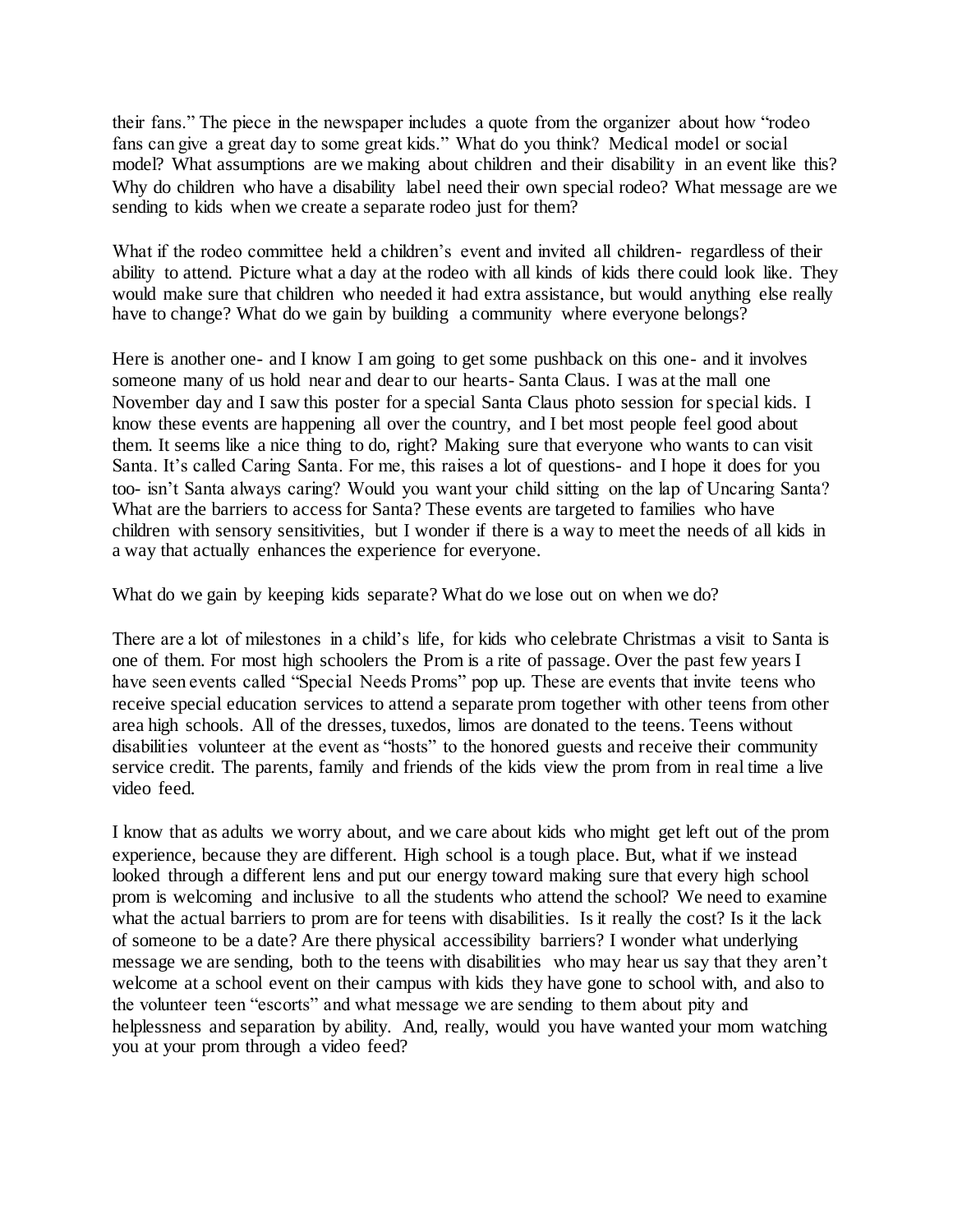their fans." The piece in the newspaper includes a quote from the organizer about how "rodeo fans can give a great day to some great kids." What do you think? Medical model or social model? What assumptions are we making about children and their disability in an event like this? Why do children who have a disability label need their own special rodeo? What message are we sending to kids when we create a separate rodeo just for them?

What if the rodeo committee held a children's event and invited all children- regardless of their ability to attend. Picture what a day at the rodeo with all kinds of kids there could look like. They would make sure that children who needed it had extra assistance, but would anything else really have to change? What do we gain by building a community where everyone belongs?

Here is another one- and I know I am going to get some pushback on this one- and it involves someone many of us hold near and dear to our hearts- Santa Claus. I was at the mall one November day and I saw this poster for a special Santa Claus photo session for special kids. I know these events are happening all over the country, and I bet most people feel good about them. It seems like a nice thing to do, right? Making sure that everyone who wants to can visit Santa. It's called Caring Santa. For me, this raises a lot of questions- and I hope it does for you too- isn't Santa always caring? Would you want your child sitting on the lap of Uncaring Santa? What are the barriers to access for Santa? These events are targeted to families who have children with sensory sensitivities, but I wonder if there is a way to meet the needs of all kids in a way that actually enhances the experience for everyone.

What do we gain by keeping kids separate? What do we lose out on when we do?

There are a lot of milestones in a child's life, for kids who celebrate Christmas a visit to Santa is one of them. For most high schoolers the Prom is a rite of passage. Over the past few years I have seen events called "Special Needs Proms" pop up. These are events that invite teens who receive special education services to attend a separate prom together with other teens from other area high schools. All of the dresses, tuxedos, limos are donated to the teens. Teens without disabilities volunteer at the event as "hosts" to the honored guests and receive their community service credit. The parents, family and friends of the kids view the prom from in real time a live video feed.

I know that as adults we worry about, and we care about kids who might get left out of the prom experience, because they are different. High school is a tough place. But, what if we instead looked through a different lens and put our energy toward making sure that every high school prom is welcoming and inclusive to all the students who attend the school? We need to examine what the actual barriers to prom are for teens with disabilities. Is it really the cost? Is it the lack of someone to be a date? Are there physical accessibility barriers? I wonder what underlying message we are sending, both to the teens with disabilities who may hear us say that they aren't welcome at a school event on their campus with kids they have gone to school with, and also to the volunteer teen "escorts" and what message we are sending to them about pity and helplessness and separation by ability. And, really, would you have wanted your mom watching you at your prom through a video feed?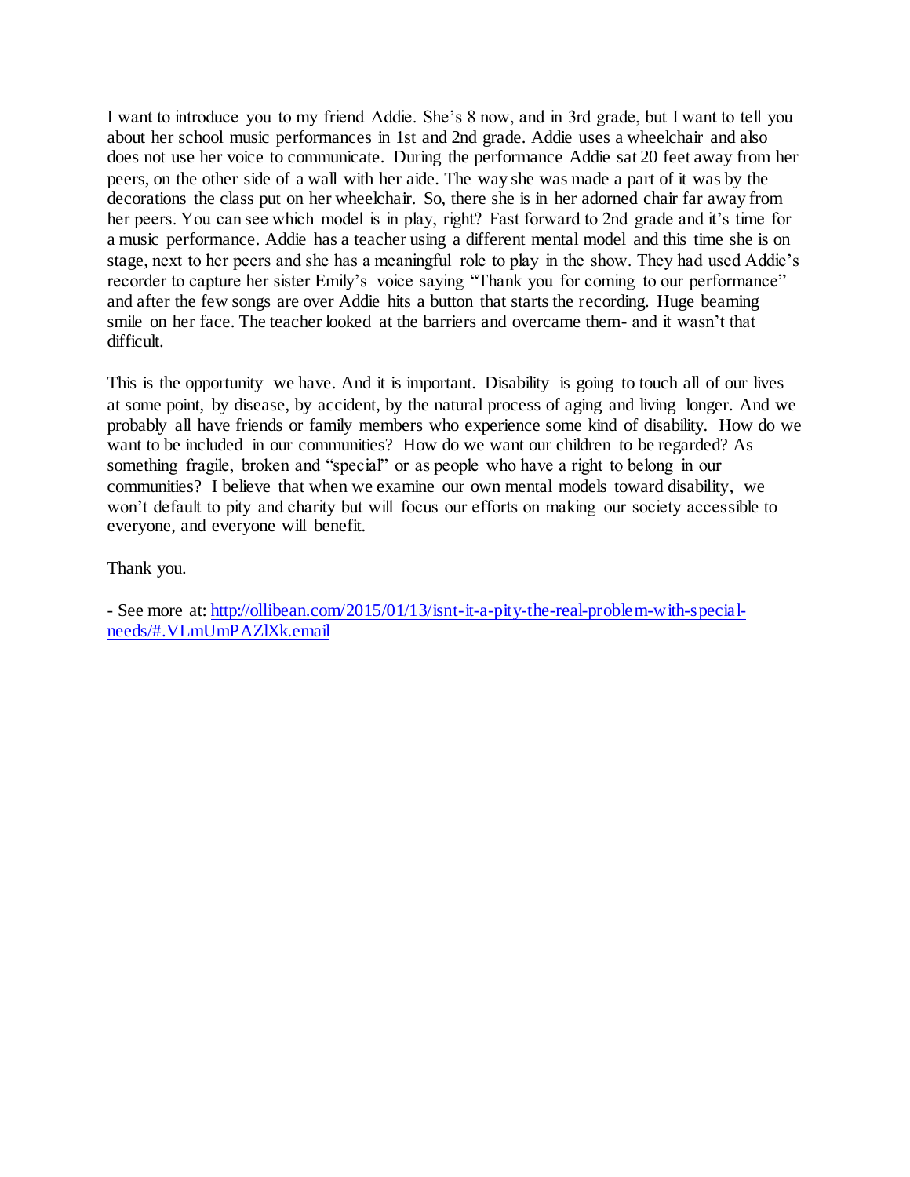I want to introduce you to my friend Addie. She's 8 now, and in 3rd grade, but I want to tell you about her school music performances in 1st and 2nd grade. Addie uses a wheelchair and also does not use her voice to communicate. During the performance Addie sat 20 feet away from her peers, on the other side of a wall with her aide. The way she was made a part of it was by the decorations the class put on her wheelchair. So, there she is in her adorned chair far away from her peers. You can see which model is in play, right? Fast forward to 2nd grade and it's time for a music performance. Addie has a teacher using a different mental model and this time she is on stage, next to her peers and she has a meaningful role to play in the show. They had used Addie's recorder to capture her sister Emily's voice saying "Thank you for coming to our performance" and after the few songs are over Addie hits a button that starts the recording. Huge beaming smile on her face. The teacher looked at the barriers and overcame them- and it wasn't that difficult.

This is the opportunity we have. And it is important. Disability is going to touch all of our lives at some point, by disease, by accident, by the natural process of aging and living longer. And we probably all have friends or family members who experience some kind of disability. How do we want to be included in our communities? How do we want our children to be regarded? As something fragile, broken and "special" or as people who have a right to belong in our communities? I believe that when we examine our own mental models toward disability, we won't default to pity and charity but will focus our efforts on making our society accessible to everyone, and everyone will benefit.

Thank you.

- See more at: [http://ollibean.com/2015/01/13/isnt-it-a-pity-the-real-problem-with-special-needs/#.VLmUmPAZlXk.email](http://ollibean.com/2015/01/13/isnt-it-a-pity-the-real-problem-with-special-needs/#.VLmUmPAZlXk.email)